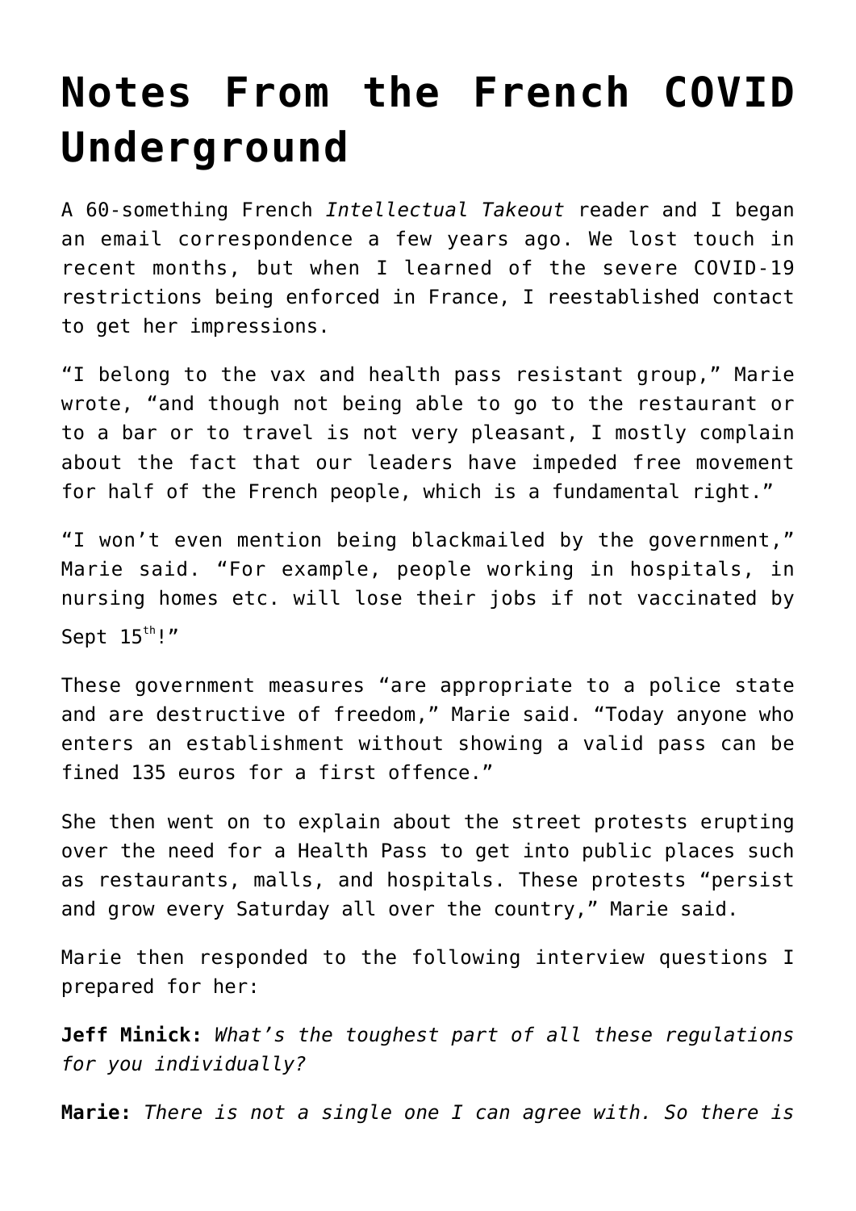# Notes From the French COVID Underground

A 60-something French *Intellectual Takeout* reader and I began an email correspondence a few years ago. We lost touch in recent months, but when I learned of the severe COVID-19 restrictions being enforced in France, I reestablished contact to get her impressions.

"I belong to the vax and health pass resistant group," Marie wrote, "and though not being able to go to the restaurant or to a bar or to travel is not very pleasant, I mostly complain about the fact that our leaders have impeded free movement for half of the French people, which is a fundamental right."

"I won't even mention being blackmailed by the government," Marie said. "For example, people working in hospitals, in nursing homes etc. will lose their jobs if not vaccinated by Sept 15th!"

These government measures "are appropriate to a police state and are destructive of freedom," Marie said. "Today anyone who enters an establishment without showing a valid pass can be fined 135 euros for a first offence."

She then went on to explain about the street protests erupting over the need for a Health Pass to get into public places such as restaurants, malls, and hospitals. These protests "persist and grow every Saturday all over the country," Marie said.

Marie then responded to the following interview questions I prepared for her:

**Jeff Minick:** *What's the toughest part of all these regulations for you individually?*

**Marie:** *There is not a single one I can agree with. So there is*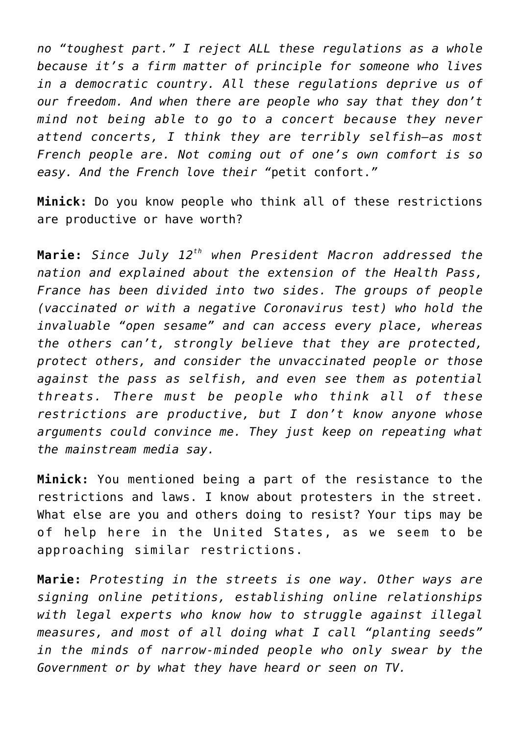*no "toughest part." I reject ALL these regulations as a whole because it's a firm matter of principle for someone who lives in a democratic country. All these regulations deprive us of our freedom. And when there are people who say that they don't mind not being able to go to a concert because they never attend concerts, I think they are terribly selfish—as most French people are. Not coming out of one's own comfort is so easy. And the French love their* "petit confort."

**Minick:** Do you know people who think all of these restrictions are productive or have worth?

**Marie:** *Since July 12th when President Macron addressed the nation and explained about the extension of the Health Pass, France has been divided into two sides. The groups of people (vaccinated or with a negative Coronavirus test) who hold the invaluable "open sesame" and can access every place, whereas the others can't, strongly believe that they are protected, protect others, and consider the unvaccinated people or those against the pass as selfish, and even see them as potential threats. There must be people who think all of these restrictions are productive, but I don't know anyone whose arguments could convince me. They just keep on repeating what the mainstream media say.*

**Minick:** You mentioned being a part of the resistance to the restrictions and laws. I know about protesters in the street. What else are you and others doing to resist? Your tips may be of help here in the United States, as we seem to be approaching similar restrictions.

**Marie:** *Protesting in the streets is one way. Other ways are signing online petitions, establishing online relationships with legal experts who know how to struggle against illegal measures, and most of all doing what I call "planting seeds" in the minds of narrow-minded people who only swear by the Government or by what they have heard or seen on TV.*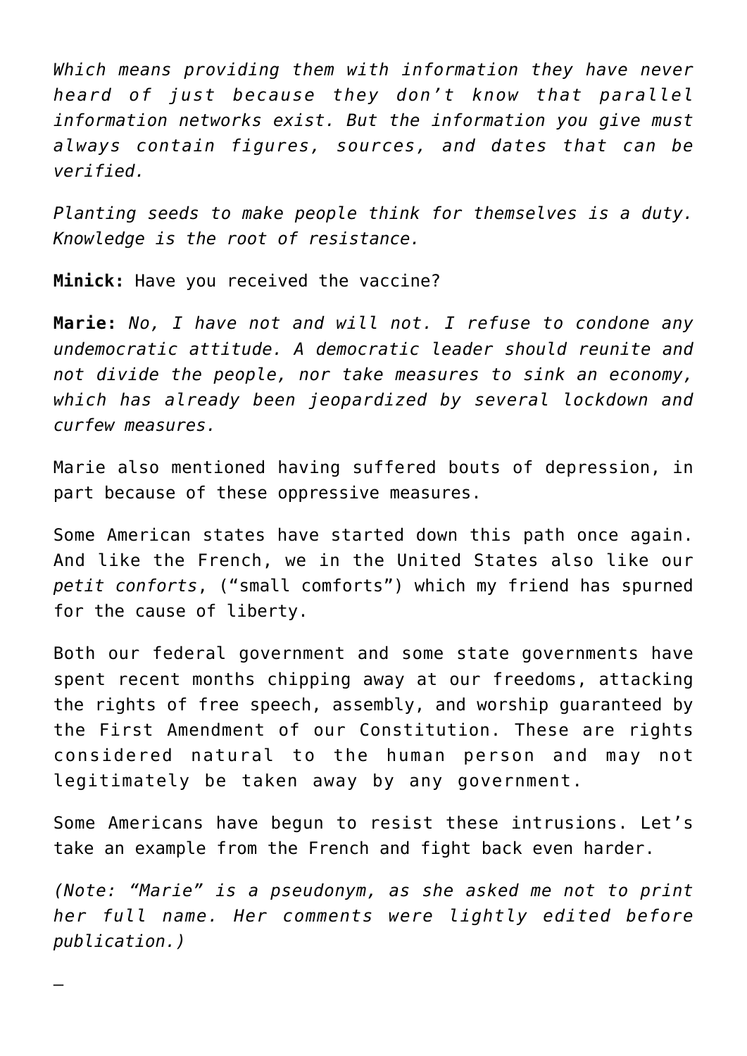*Which means providing them with information they have never heard of just because they don't know that parallel information networks exist. But the information you give must always contain figures, sources, and dates that can be verified.*

*Planting seeds to make people think for themselves is a duty. Knowledge is the root of resistance.*

**Minick:** Have you received the vaccine?

**Marie:** *No, I have not and will not. I refuse to condone any undemocratic attitude. A democratic leader should reunite and not divide the people, nor take measures to sink an economy, which has already been jeopardized by several lockdown and curfew measures.*

Marie also mentioned having suffered bouts of depression, in part because of these oppressive measures.

Some American states have started down this path once again. And like the French, we in the United States also like our *petit conforts*, ("small comforts") which my friend has spurned for the cause of liberty.

Both our federal government and some state governments have spent recent months chipping away at our freedoms, attacking the rights of free speech, assembly, and worship guaranteed by the First Amendment of our Constitution. These are rights considered natural to the human person and may not legitimately be taken away by any government.

Some Americans have begun to resist these intrusions. Let's take an example from the French and fight back even harder.

*(Note: "Marie" is a pseudonym, as she asked me not to print her full name. Her comments were lightly edited before publication.)*

—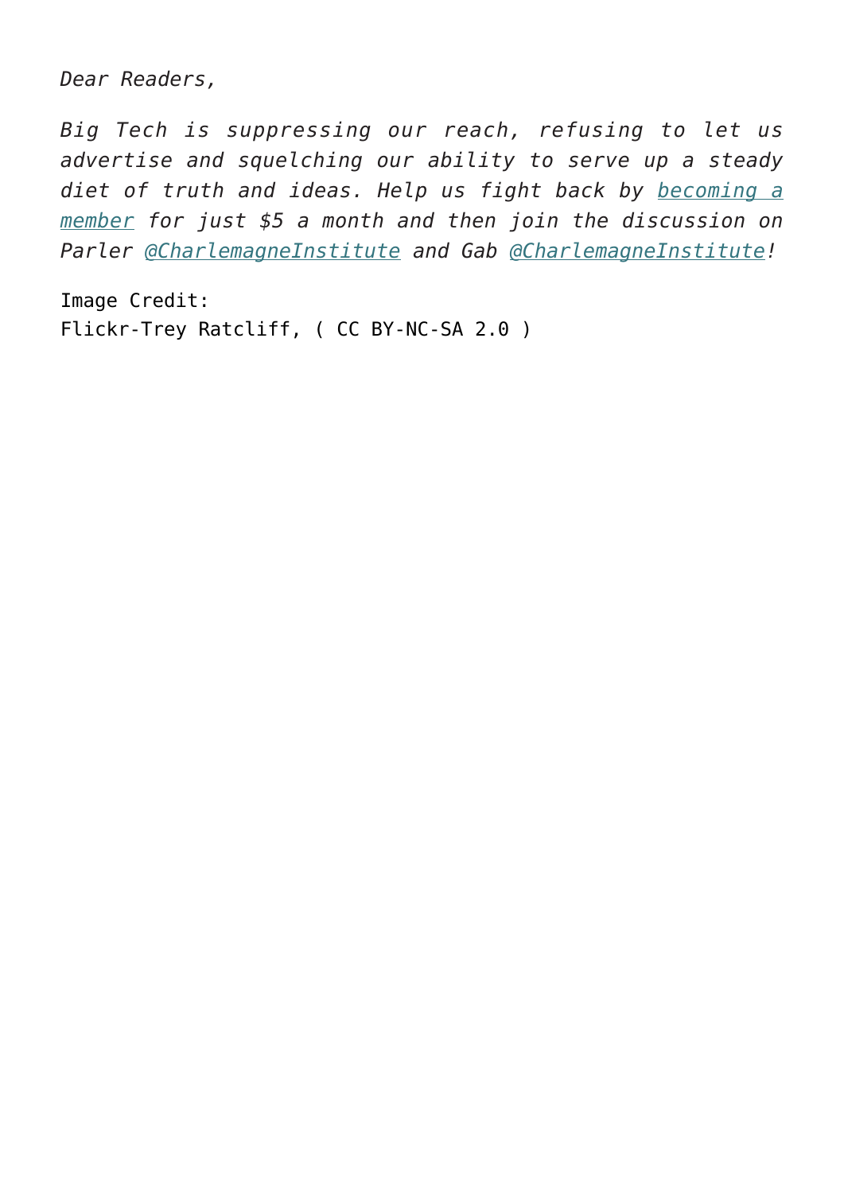*Dear Readers,*

*Big Tech is suppressing our reach, refusing to let us advertise and squelching our ability to serve up a steady diet of truth and ideas. Help us fight back by [becoming a member](#) for just $5 a month and then join the discussion on Parler [@CharlemagneInstitute](#) and Gab [@CharlemagneInstitute](#)!*

Image Credit:
Flickr-Trey Ratcliff, ( CC BY-NC-SA 2.0 )